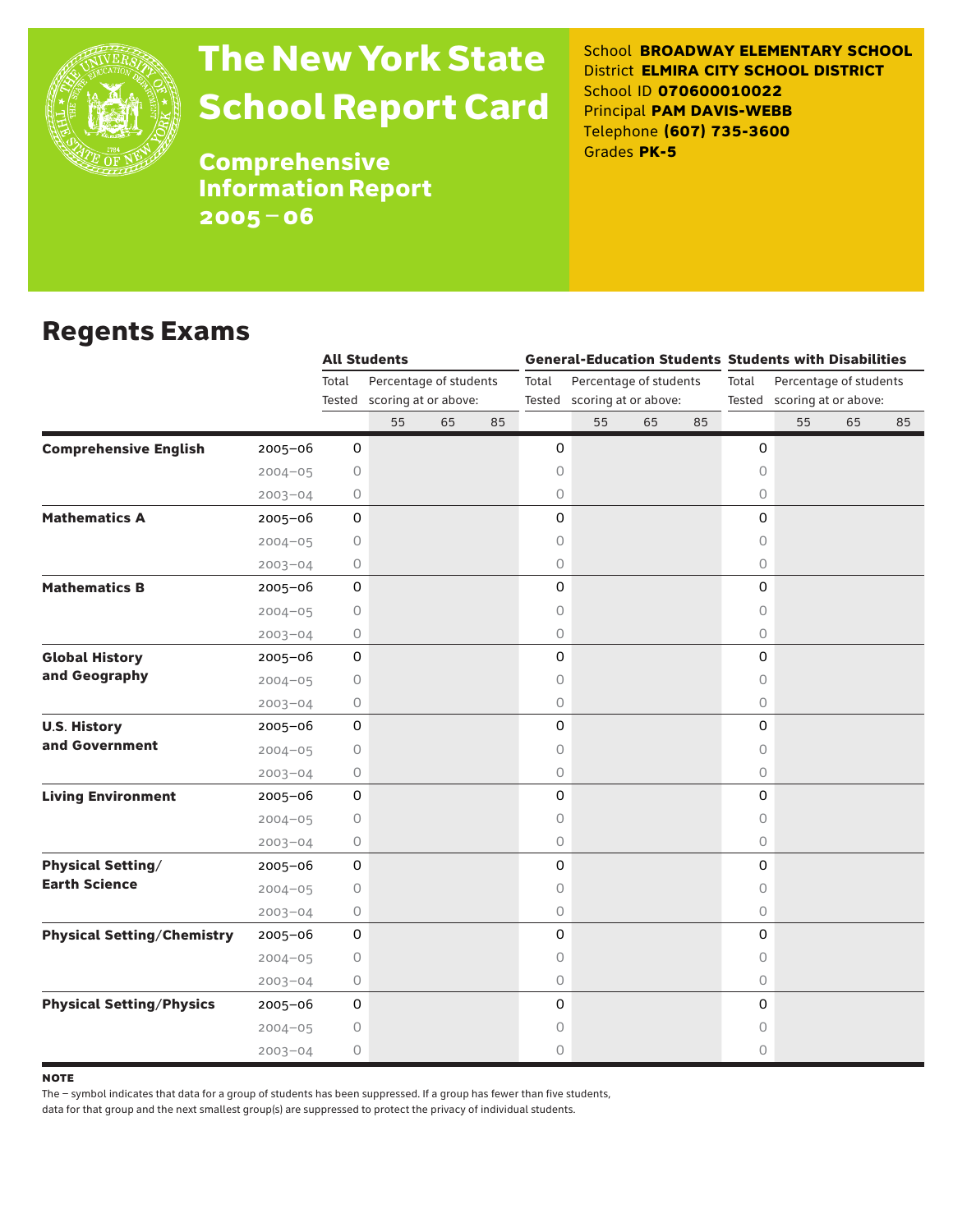# The New York State School Report Card

**Comprehensive Information Report 2005–06**

School **BROADWAY ELEMENTARY SCHOOL**
District **ELMIRA CITY SCHOOL DISTRICT**
School ID **070600010022**
Principal **PAM DAVIS-WEBB**
Telephone **(607) 735-3600**
Grades **PK-5**

## Regents Exams

| | | All Students | | | | General-Education Students | | | | Students with Disabilities | | | |
|---|---|---|---|---|---|---|---|---|---|---|---|---|---|
| | | Total Tested | Percentage of students scoring at or above: | | | Total Tested | Percentage of students scoring at or above: | | | Total Tested | Percentage of students scoring at or above: | | |
| | | | 55 | 65 | 85 | | 55 | 65 | 85 | | 55 | 65 | 85 |
| **Comprehensive English** | 2005–06 | 0 | | | | 0 | | | | 0 | | | |
| | 2004–05 | 0 | | | | 0 | | | | 0 | | | |
| | 2003–04 | 0 | | | | 0 | | | | 0 | | | |
| **Mathematics A** | 2005–06 | 0 | | | | 0 | | | | 0 | | | |
| | 2004–05 | 0 | | | | 0 | | | | 0 | | | |
| | 2003–04 | 0 | | | | 0 | | | | 0 | | | |
| **Mathematics B** | 2005–06 | 0 | | | | 0 | | | | 0 | | | |
| | 2004–05 | 0 | | | | 0 | | | | 0 | | | |
| | 2003–04 | 0 | | | | 0 | | | | 0 | | | |
| **Global History and Geography** | 2005–06 | 0 | | | | 0 | | | | 0 | | | |
| | 2004–05 | 0 | | | | 0 | | | | 0 | | | |
| | 2003–04 | 0 | | | | 0 | | | | 0 | | | |
| **U.S. History and Government** | 2005–06 | 0 | | | | 0 | | | | 0 | | | |
| | 2004–05 | 0 | | | | 0 | | | | 0 | | | |
| | 2003–04 | 0 | | | | 0 | | | | 0 | | | |
| **Living Environment** | 2005–06 | 0 | | | | 0 | | | | 0 | | | |
| | 2004–05 | 0 | | | | 0 | | | | 0 | | | |
| | 2003–04 | 0 | | | | 0 | | | | 0 | | | |
| **Physical Setting/ Earth Science** | 2005–06 | 0 | | | | 0 | | | | 0 | | | |
| | 2004–05 | 0 | | | | 0 | | | | 0 | | | |
| | 2003–04 | 0 | | | | 0 | | | | 0 | | | |
| **Physical Setting/Chemistry** | 2005–06 | 0 | | | | 0 | | | | 0 | | | |
| | 2004–05 | 0 | | | | 0 | | | | 0 | | | |
| | 2003–04 | 0 | | | | 0 | | | | 0 | | | |
| **Physical Setting/Physics** | 2005–06 | 0 | | | | 0 | | | | 0 | | | |
| | 2004–05 | 0 | | | | 0 | | | | 0 | | | |
| | 2003–04 | 0 | | | | 0 | | | | 0 | | | |

**NOTE**

The – symbol indicates that data for a group of students has been suppressed. If a group has fewer than five students, data for that group and the next smallest group(s) are suppressed to protect the privacy of individual students.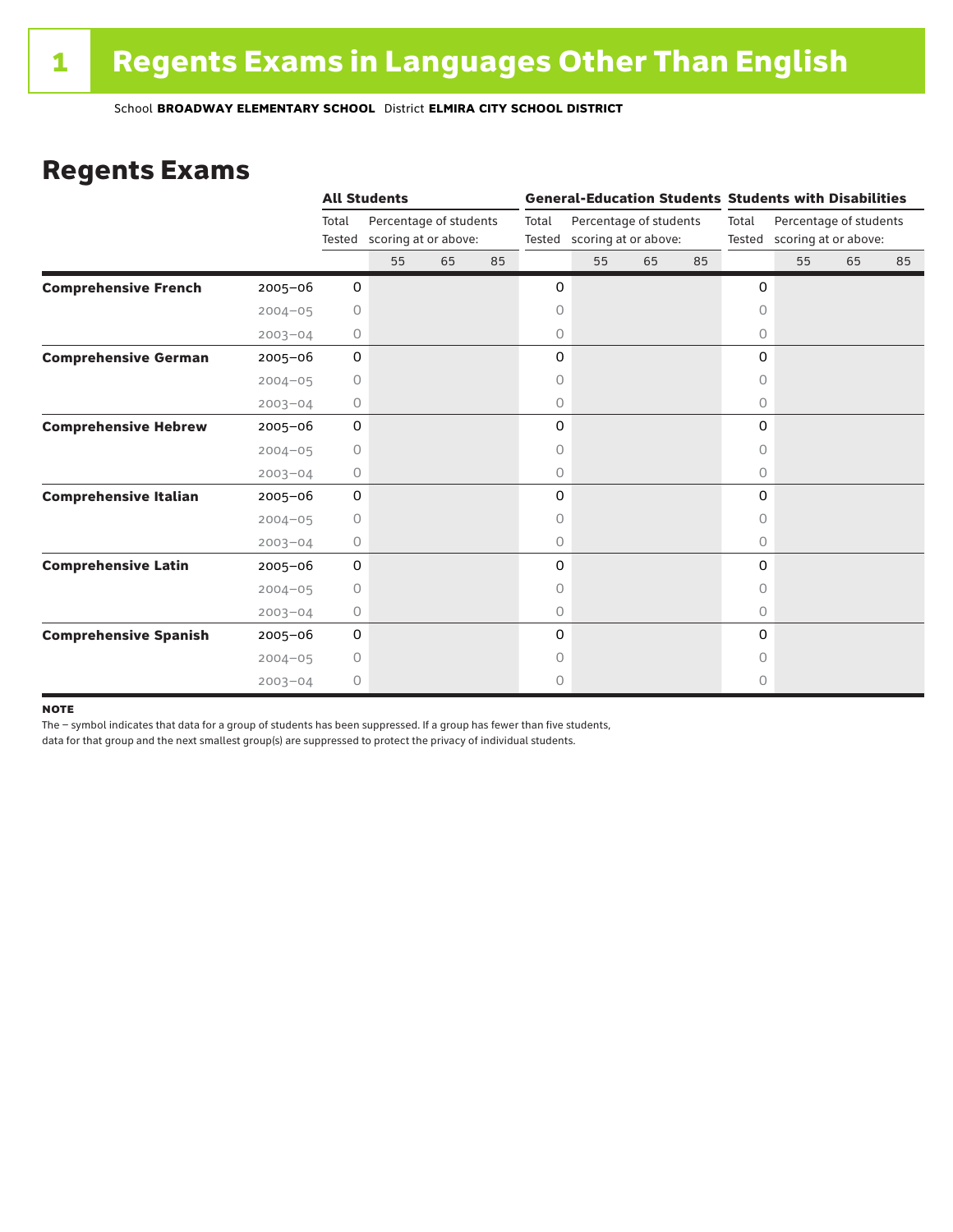# 1 Regents Exams in Languages Other Than English

School **BROADWAY ELEMENTARY SCHOOL** District **ELMIRA CITY SCHOOL DISTRICT**

## Regents Exams

| | | All Students | | | | General-Education Students | | | | Students with Disabilities | | | |
|---|---|---|---|---|---|---|---|---|---|---|---|---|---|
| | | Total Tested | Percentage of students scoring at or above: | | | Total Tested | Percentage of students scoring at or above: | | | Total Tested | Percentage of students scoring at or above: | | |
| | | | 55 | 65 | 85 | | 55 | 65 | 85 | | 55 | 65 | 85 |
| **Comprehensive French** | 2005–06 | 0 | | | | 0 | | | | 0 | | | |
| | 2004–05 | 0 | | | | 0 | | | | 0 | | | |
| | 2003–04 | 0 | | | | 0 | | | | 0 | | | |
| **Comprehensive German** | 2005–06 | 0 | | | | 0 | | | | 0 | | | |
| | 2004–05 | 0 | | | | 0 | | | | 0 | | | |
| | 2003–04 | 0 | | | | 0 | | | | 0 | | | |
| **Comprehensive Hebrew** | 2005–06 | 0 | | | | 0 | | | | 0 | | | |
| | 2004–05 | 0 | | | | 0 | | | | 0 | | | |
| | 2003–04 | 0 | | | | 0 | | | | 0 | | | |
| **Comprehensive Italian** | 2005–06 | 0 | | | | 0 | | | | 0 | | | |
| | 2004–05 | 0 | | | | 0 | | | | 0 | | | |
| | 2003–04 | 0 | | | | 0 | | | | 0 | | | |
| **Comprehensive Latin** | 2005–06 | 0 | | | | 0 | | | | 0 | | | |
| | 2004–05 | 0 | | | | 0 | | | | 0 | | | |
| | 2003–04 | 0 | | | | 0 | | | | 0 | | | |
| **Comprehensive Spanish** | 2005–06 | 0 | | | | 0 | | | | 0 | | | |
| | 2004–05 | 0 | | | | 0 | | | | 0 | | | |
| | 2003–04 | 0 | | | | 0 | | | | 0 | | | |

**NOTE**

The – symbol indicates that data for a group of students has been suppressed. If a group has fewer than five students, data for that group and the next smallest group(s) are suppressed to protect the privacy of individual students.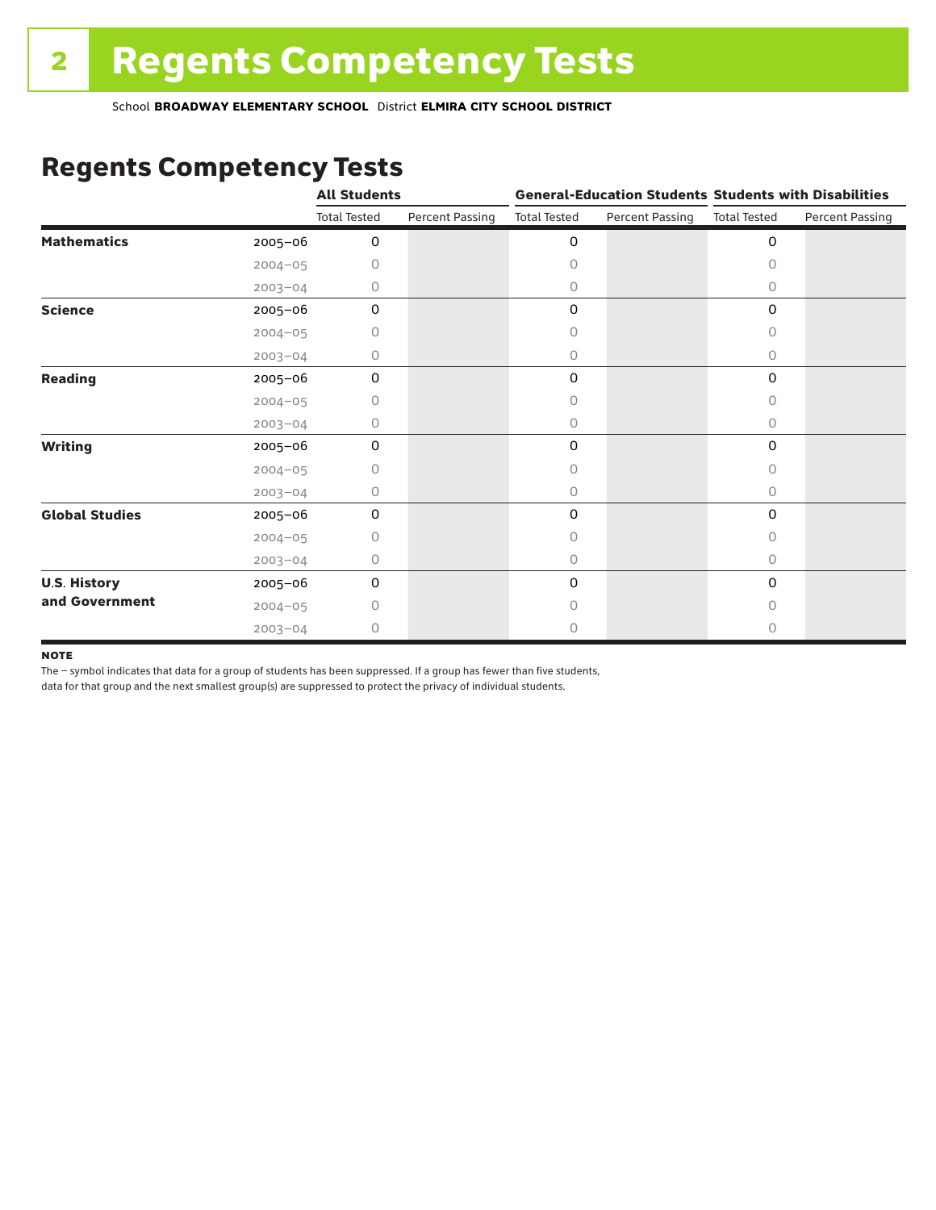# Regents Competency Tests

School **BROADWAY ELEMENTARY SCHOOL** District **ELMIRA CITY SCHOOL DISTRICT**

## Regents Competency Tests

| | | All Students | | General-Education Students | | Students with Disabilities | |
|---|---|---|---|---|---|---|---|
| | | Total Tested | Percent Passing | Total Tested | Percent Passing | Total Tested | Percent Passing |
| **Mathematics** | 2005–06 | 0 | | 0 | | 0 | |
| | 2004–05 | 0 | | 0 | | 0 | |
| | 2003–04 | 0 | | 0 | | 0 | |
| **Science** | 2005–06 | 0 | | 0 | | 0 | |
| | 2004–05 | 0 | | 0 | | 0 | |
| | 2003–04 | 0 | | 0 | | 0 | |
| **Reading** | 2005–06 | 0 | | 0 | | 0 | |
| | 2004–05 | 0 | | 0 | | 0 | |
| | 2003–04 | 0 | | 0 | | 0 | |
| **Writing** | 2005–06 | 0 | | 0 | | 0 | |
| | 2004–05 | 0 | | 0 | | 0 | |
| | 2003–04 | 0 | | 0 | | 0 | |
| **Global Studies** | 2005–06 | 0 | | 0 | | 0 | |
| | 2004–05 | 0 | | 0 | | 0 | |
| | 2003–04 | 0 | | 0 | | 0 | |
| **U.S. History and Government** | 2005–06 | 0 | | 0 | | 0 | |
| | 2004–05 | 0 | | 0 | | 0 | |
| | 2003–04 | 0 | | 0 | | 0 | |

**NOTE**

The – symbol indicates that data for a group of students has been suppressed. If a group has fewer than five students, data for that group and the next smallest group(s) are suppressed to protect the privacy of individual students.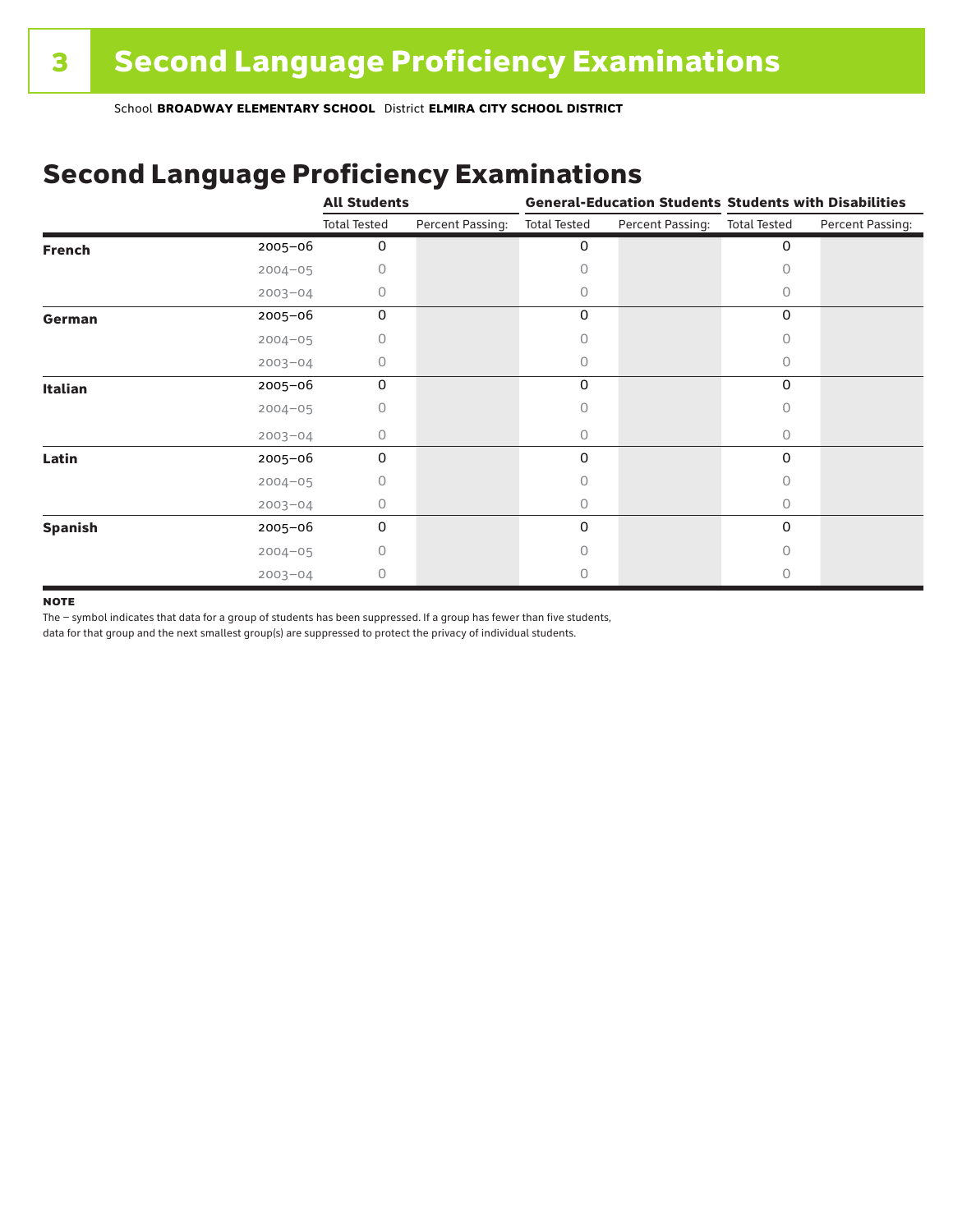## 3 Second Language Proficiency Examinations

School **BROADWAY ELEMENTARY SCHOOL** District **ELMIRA CITY SCHOOL DISTRICT**

# Second Language Proficiency Examinations

| | | All Students | | General-Education Students | | Students with Disabilities | |
|---|---|---|---|---|---|---|---|
| | | Total Tested | Percent Passing: | Total Tested | Percent Passing: | Total Tested | Percent Passing: |
| **French** | 2005–06 | 0 | | 0 | | 0 | |
| | 2004–05 | 0 | | 0 | | 0 | |
| | 2003–04 | 0 | | 0 | | 0 | |
| **German** | 2005–06 | 0 | | 0 | | 0 | |
| | 2004–05 | 0 | | 0 | | 0 | |
| | 2003–04 | 0 | | 0 | | 0 | |
| **Italian** | 2005–06 | 0 | | 0 | | 0 | |
| | 2004–05 | 0 | | 0 | | 0 | |
| | 2003–04 | 0 | | 0 | | 0 | |
| **Latin** | 2005–06 | 0 | | 0 | | 0 | |
| | 2004–05 | 0 | | 0 | | 0 | |
| | 2003–04 | 0 | | 0 | | 0 | |
| **Spanish** | 2005–06 | 0 | | 0 | | 0 | |
| | 2004–05 | 0 | | 0 | | 0 | |
| | 2003–04 | 0 | | 0 | | 0 | |

**NOTE**

The – symbol indicates that data for a group of students has been suppressed. If a group has fewer than five students, data for that group and the next smallest group(s) are suppressed to protect the privacy of individual students.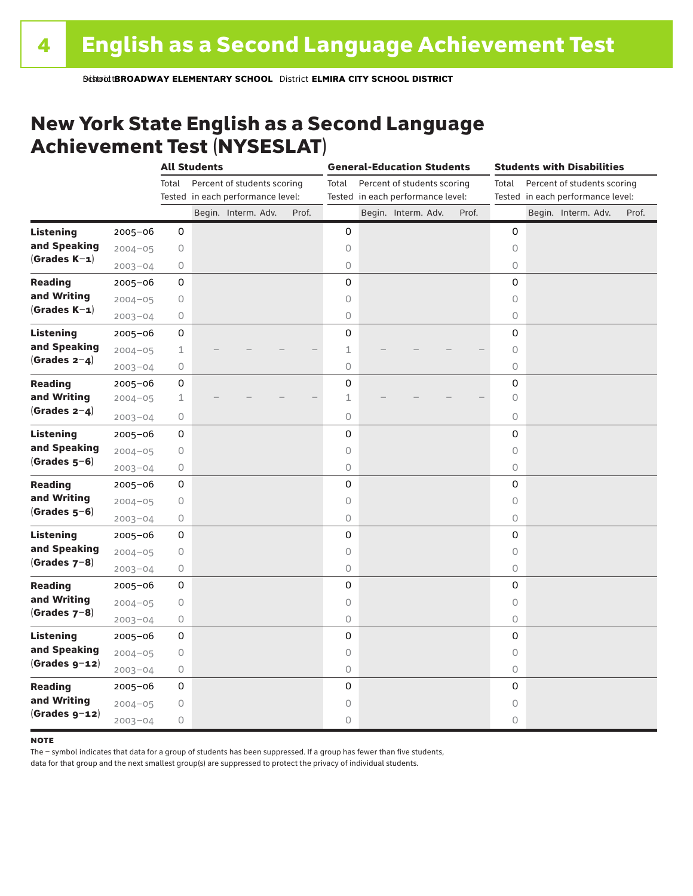# 4 English as a Second Language Achievement Test

School **BROADWAY ELEMENTARY SCHOOL** District **ELMIRA CITY SCHOOL DISTRICT**

## New York State English as a Second Language Achievement Test (NYSESLAT)

| | | All Students | | | | | General-Education Students | | | | | Students with Disabilities | | | | |
|---|---|---|---|---|---|---|---|---|---|---|---|---|---|---|---|---|
| | | Total Tested | Percent of students scoring in each performance level: | | | | Total Tested | Percent of students scoring in each performance level: | | | | Total Tested | Percent of students scoring in each performance level: | | | |
| | | | Begin. | Interm. | Adv. | Prof. | | Begin. | Interm. | Adv. | Prof. | | Begin. | Interm. | Adv. | Prof. |
| **Listening and Speaking (Grades K–1)** | 2005–06 | 0 | | | | | 0 | | | | | 0 | | | | |
| | 2004–05 | 0 | | | | | 0 | | | | | 0 | | | | |
| | 2003–04 | 0 | | | | | 0 | | | | | 0 | | | | |
| **Reading and Writing (Grades K–1)** | 2005–06 | 0 | | | | | 0 | | | | | 0 | | | | |
| | 2004–05 | 0 | | | | | 0 | | | | | 0 | | | | |
| | 2003–04 | 0 | | | | | 0 | | | | | 0 | | | | |
| **Listening and Speaking (Grades 2–4)** | 2005–06 | 0 | | | | | 0 | | | | | 0 | | | | |
| | 2004–05 | 1 | – | – | – | – | 1 | – | – | – | – | 0 | | | | |
| | 2003–04 | 0 | | | | | 0 | | | | | 0 | | | | |
| **Reading and Writing (Grades 2–4)** | 2005–06 | 0 | | | | | 0 | | | | | 0 | | | | |
| | 2004–05 | 1 | – | – | – | – | 1 | – | – | – | – | 0 | | | | |
| | 2003–04 | 0 | | | | | 0 | | | | | 0 | | | | |
| **Listening and Speaking (Grades 5–6)** | 2005–06 | 0 | | | | | 0 | | | | | 0 | | | | |
| | 2004–05 | 0 | | | | | 0 | | | | | 0 | | | | |
| | 2003–04 | 0 | | | | | 0 | | | | | 0 | | | | |
| **Reading and Writing (Grades 5–6)** | 2005–06 | 0 | | | | | 0 | | | | | 0 | | | | |
| | 2004–05 | 0 | | | | | 0 | | | | | 0 | | | | |
| | 2003–04 | 0 | | | | | 0 | | | | | 0 | | | | |
| **Listening and Speaking (Grades 7–8)** | 2005–06 | 0 | | | | | 0 | | | | | 0 | | | | |
| | 2004–05 | 0 | | | | | 0 | | | | | 0 | | | | |
| | 2003–04 | 0 | | | | | 0 | | | | | 0 | | | | |
| **Reading and Writing (Grades 7–8)** | 2005–06 | 0 | | | | | 0 | | | | | 0 | | | | |
| | 2004–05 | 0 | | | | | 0 | | | | | 0 | | | | |
| | 2003–04 | 0 | | | | | 0 | | | | | 0 | | | | |
| **Listening and Speaking (Grades 9–12)** | 2005–06 | 0 | | | | | 0 | | | | | 0 | | | | |
| | 2004–05 | 0 | | | | | 0 | | | | | 0 | | | | |
| | 2003–04 | 0 | | | | | 0 | | | | | 0 | | | | |
| **Reading and Writing (Grades 9–12)** | 2005–06 | 0 | | | | | 0 | | | | | 0 | | | | |
| | 2004–05 | 0 | | | | | 0 | | | | | 0 | | | | |
| | 2003–04 | 0 | | | | | 0 | | | | | 0 | | | | |

**NOTE**

The – symbol indicates that data for a group of students has been suppressed. If a group has fewer than five students, data for that group and the next smallest group(s) are suppressed to protect the privacy of individual students.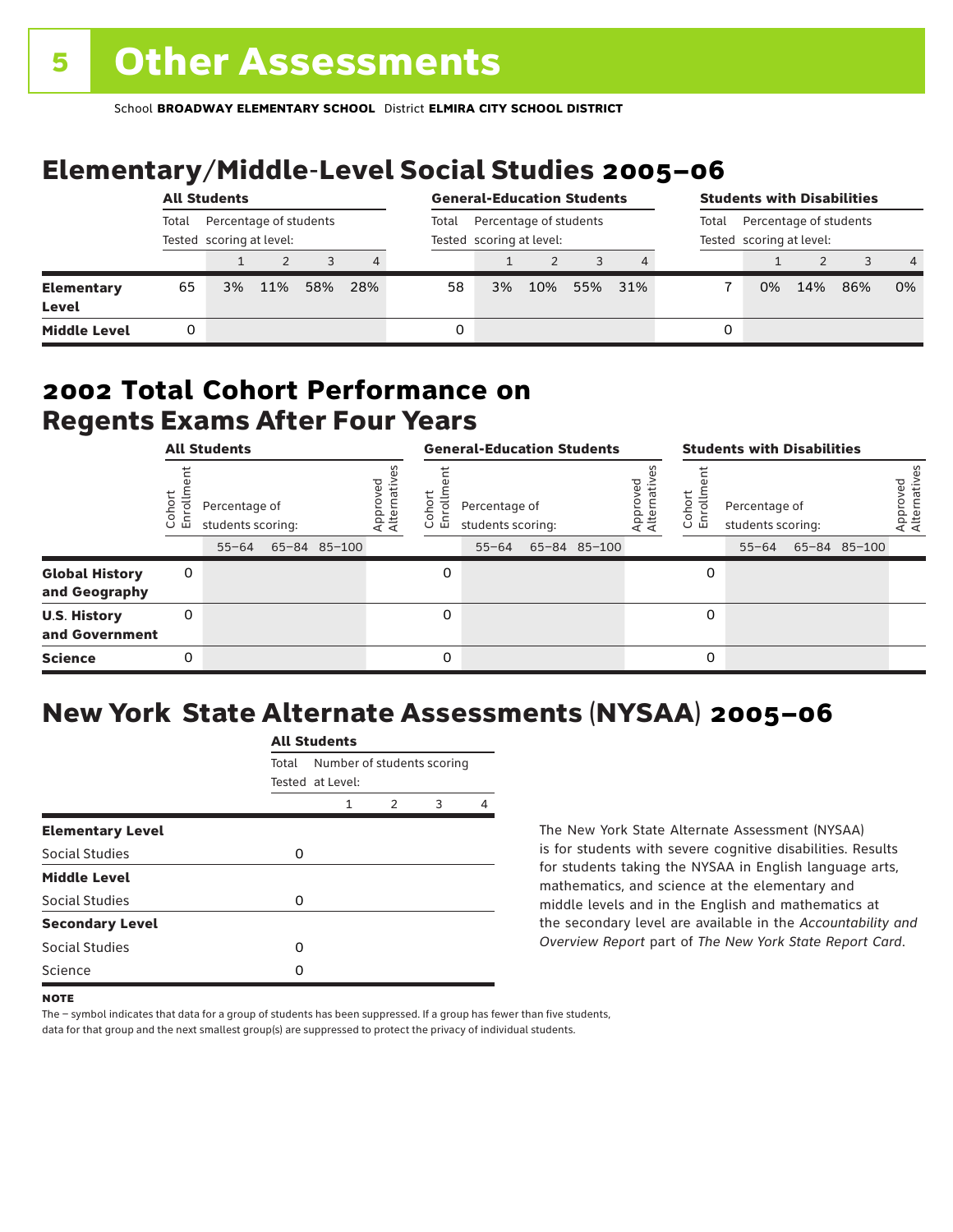# 5 Other Assessments

School **BROADWAY ELEMENTARY SCHOOL** District **ELMIRA CITY SCHOOL DISTRICT**

## Elementary/Middle-Level Social Studies 2005–06

| | All Students | | | | | General-Education Students | | | | | Students with Disabilities | | | | |
|---|---|---|---|---|---|---|---|---|---|---|---|---|---|---|---|
| | Total Tested | Percentage of students scoring at level: | | | | Total Tested | Percentage of students scoring at level: | | | | Total Tested | Percentage of students scoring at level: | | | |
| | | 1 | 2 | 3 | 4 | | 1 | 2 | 3 | 4 | | 1 | 2 | 3 | 4 |
| **Elementary Level** | 65 | 3% | 11% | 58% | 28% | 58 | 3% | 10% | 55% | 31% | 7 | 0% | 14% | 86% | 0% |
| **Middle Level** | 0 | | | | | 0 | | | | | 0 | | | | |

## 2002 Total Cohort Performance on Regents Exams After Four Years

| | All Students | | | | | General-Education Students | | | | | Students with Disabilities | | | | |
|---|---|---|---|---|---|---|---|---|---|---|---|---|---|---|---|
| | Cohort Enrollment | Percentage of students scoring: | | | Approved Alternatives | Cohort Enrollment | Percentage of students scoring: | | | Approved Alternatives | Cohort Enrollment | Percentage of students scoring: | | | Approved Alternatives |
| | | 55–64 | 65–84 | 85–100 | | | 55–64 | 65–84 | 85–100 | | | 55–64 | 65–84 | 85–100 | |
| **Global History and Geography** | 0 | | | | | 0 | | | | | 0 | | | | |
| **U.S. History and Government** | 0 | | | | | 0 | | | | | 0 | | | | |
| **Science** | 0 | | | | | 0 | | | | | 0 | | | | |

## New York State Alternate Assessments (NYSAA) 2005–06

| | All Students | | | | |
|---|---|---|---|---|---|
| | Total Tested | Number of students scoring at Level: | | | |
| | | 1 | 2 | 3 | 4 |
| **Elementary Level** | | | | | |
| Social Studies | 0 | | | | |
| **Middle Level** | | | | | |
| Social Studies | 0 | | | | |
| **Secondary Level** | | | | | |
| Social Studies | 0 | | | | |
| Science | 0 | | | | |

The New York State Alternate Assessment (NYSAA) is for students with severe cognitive disabilities. Results for students taking the NYSAA in English language arts, mathematics, and science at the elementary and middle levels and in the English and mathematics at the secondary level are available in the *Accountability and Overview Report* part of *The New York State Report Card*.

**NOTE**

The – symbol indicates that data for a group of students has been suppressed. If a group has fewer than five students, data for that group and the next smallest group(s) are suppressed to protect the privacy of individual students.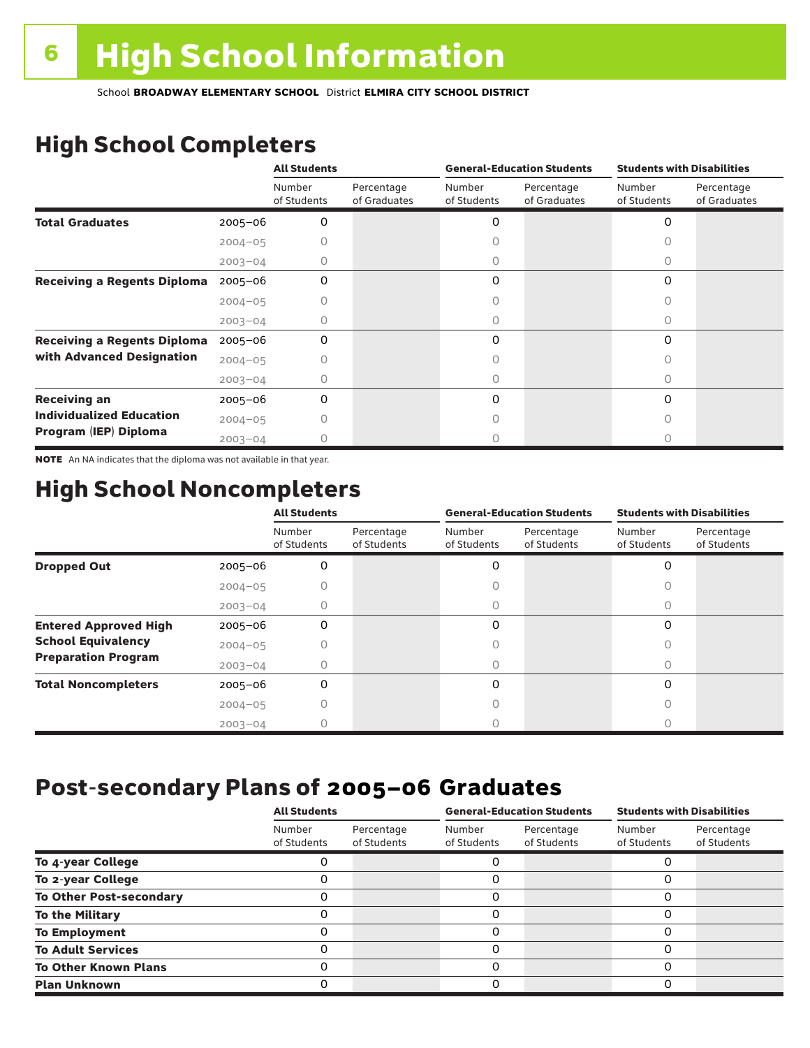# High School Information

School **BROADWAY ELEMENTARY SCHOOL** District **ELMIRA CITY SCHOOL DISTRICT**

## High School Completers

| | | All Students | | General-Education Students | | Students with Disabilities | |
|---|---|---|---|---|---|---|---|
| | | Number of Students | Percentage of Graduates | Number of Students | Percentage of Graduates | Number of Students | Percentage of Graduates |
| **Total Graduates** | 2005–06 | 0 | | 0 | | 0 | |
| | 2004–05 | 0 | | 0 | | 0 | |
| | 2003–04 | 0 | | 0 | | 0 | |
| **Receiving a Regents Diploma** | 2005–06 | 0 | | 0 | | 0 | |
| | 2004–05 | 0 | | 0 | | 0 | |
| | 2003–04 | 0 | | 0 | | 0 | |
| **Receiving a Regents Diploma with Advanced Designation** | 2005–06 | 0 | | 0 | | 0 | |
| | 2004–05 | 0 | | 0 | | 0 | |
| | 2003–04 | 0 | | 0 | | 0 | |
| **Receiving an Individualized Education Program (IEP) Diploma** | 2005–06 | 0 | | 0 | | 0 | |
| | 2004–05 | 0 | | 0 | | 0 | |
| | 2003–04 | 0 | | 0 | | 0 | |

**NOTE** An NA indicates that the diploma was not available in that year.

## High School Noncompleters

| | | All Students | | General-Education Students | | Students with Disabilities | |
|---|---|---|---|---|---|---|---|
| | | Number of Students | Percentage of Students | Number of Students | Percentage of Students | Number of Students | Percentage of Students |
| **Dropped Out** | 2005–06 | 0 | | 0 | | 0 | |
| | 2004–05 | 0 | | 0 | | 0 | |
| | 2003–04 | 0 | | 0 | | 0 | |
| **Entered Approved High School Equivalency Preparation Program** | 2005–06 | 0 | | 0 | | 0 | |
| | 2004–05 | 0 | | 0 | | 0 | |
| | 2003–04 | 0 | | 0 | | 0 | |
| **Total Noncompleters** | 2005–06 | 0 | | 0 | | 0 | |
| | 2004–05 | 0 | | 0 | | 0 | |
| | 2003–04 | 0 | | 0 | | 0 | |

## Post-secondary Plans of 2005–06 Graduates

| | All Students | | General-Education Students | | Students with Disabilities | |
|---|---|---|---|---|---|---|
| | Number of Students | Percentage of Students | Number of Students | Percentage of Students | Number of Students | Percentage of Students |
| **To 4-year College** | 0 | | 0 | | 0 | |
| **To 2-year College** | 0 | | 0 | | 0 | |
| **To Other Post-secondary** | 0 | | 0 | | 0 | |
| **To the Military** | 0 | | 0 | | 0 | |
| **To Employment** | 0 | | 0 | | 0 | |
| **To Adult Services** | 0 | | 0 | | 0 | |
| **To Other Known Plans** | 0 | | 0 | | 0 | |
| **Plan Unknown** | 0 | | 0 | | 0 | |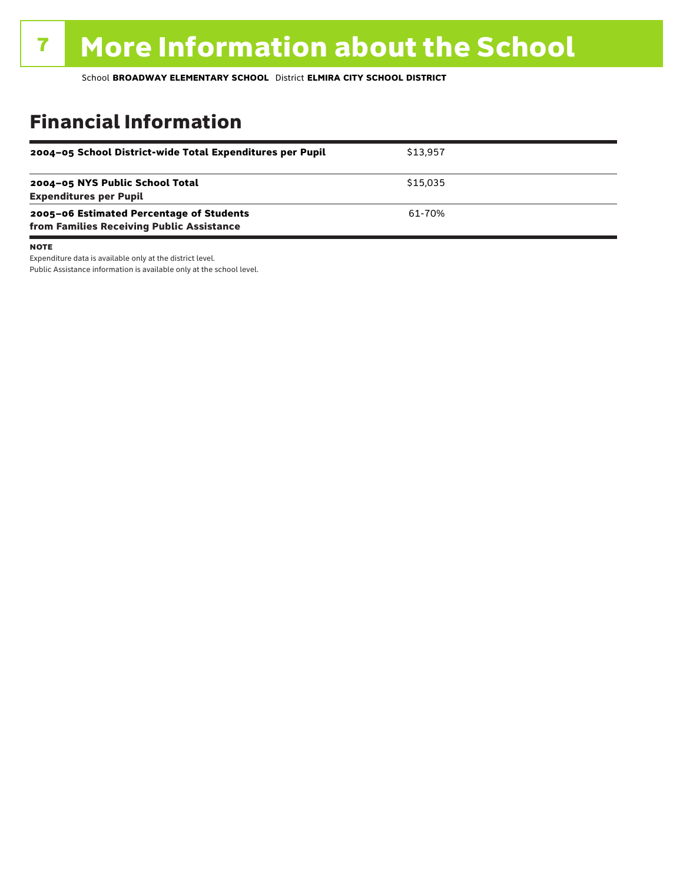# 7 More Information about the School

School **BROADWAY ELEMENTARY SCHOOL** District **ELMIRA CITY SCHOOL DISTRICT**

## Financial Information

| | |
|---|---|
| **2004–05 School District-wide Total Expenditures per Pupil** | $13,957 |
| **2004–05 NYS Public School Total Expenditures per Pupil** | $15,035 |
| **2005–06 Estimated Percentage of Students from Families Receiving Public Assistance** | 61-70% |

**NOTE**

Expenditure data is available only at the district level.

Public Assistance information is available only at the school level.